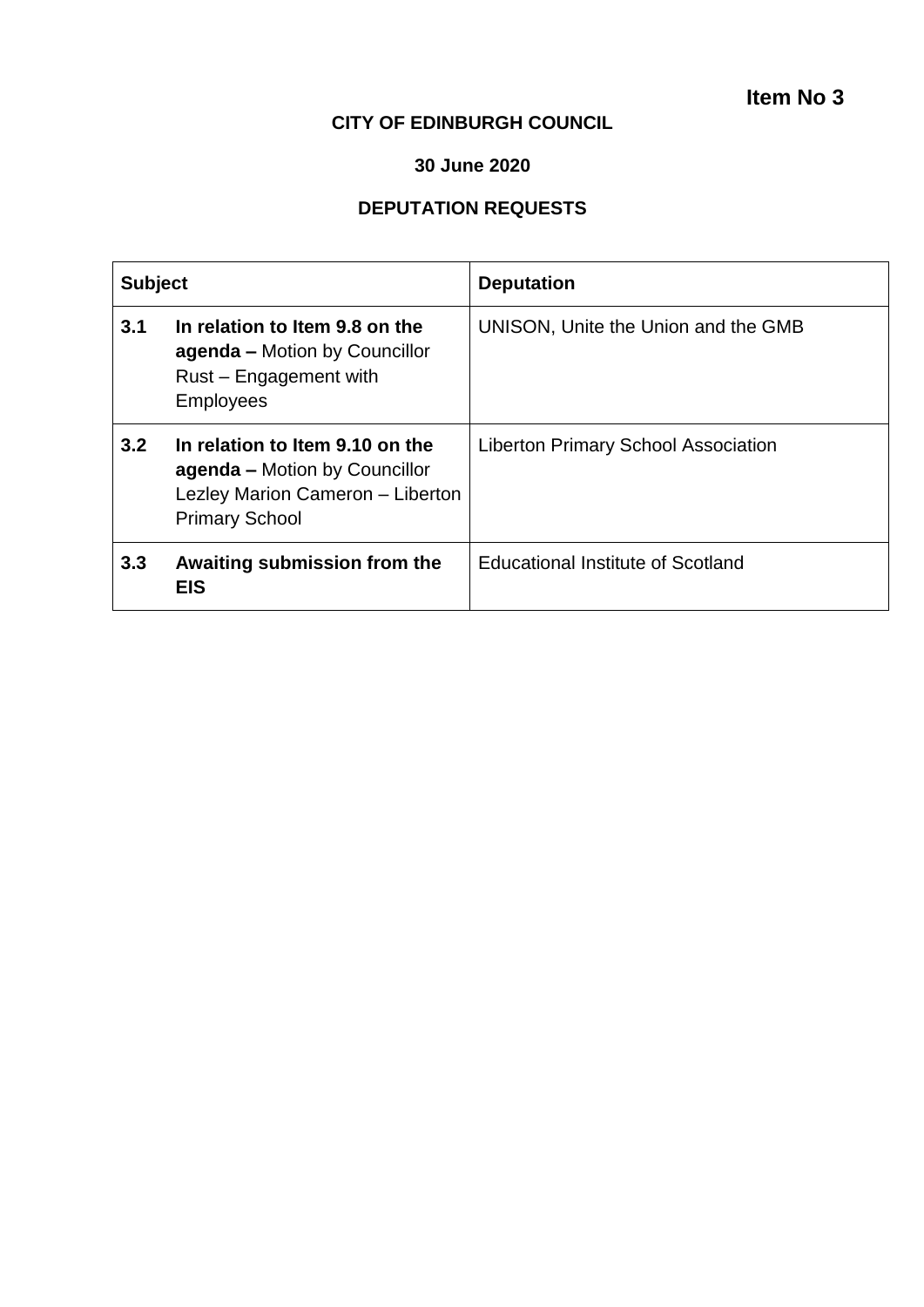**Item No 3**

**CITY OF EDINBURGH COUNCIL**

**30 June 2020**

**DEPUTATION REQUESTS**

| **Subject** | | **Deputation** |
|---|---|---|
| **3.1** | **In relation to Item 9.8 on the agenda –** Motion by Councillor Rust – Engagement with Employees | UNISON, Unite the Union and the GMB |
| **3.2** | **In relation to Item 9.10 on the agenda –** Motion by Councillor Lezley Marion Cameron – Liberton Primary School | Liberton Primary School Association |
| **3.3** | **Awaiting submission from the EIS** | Educational Institute of Scotland |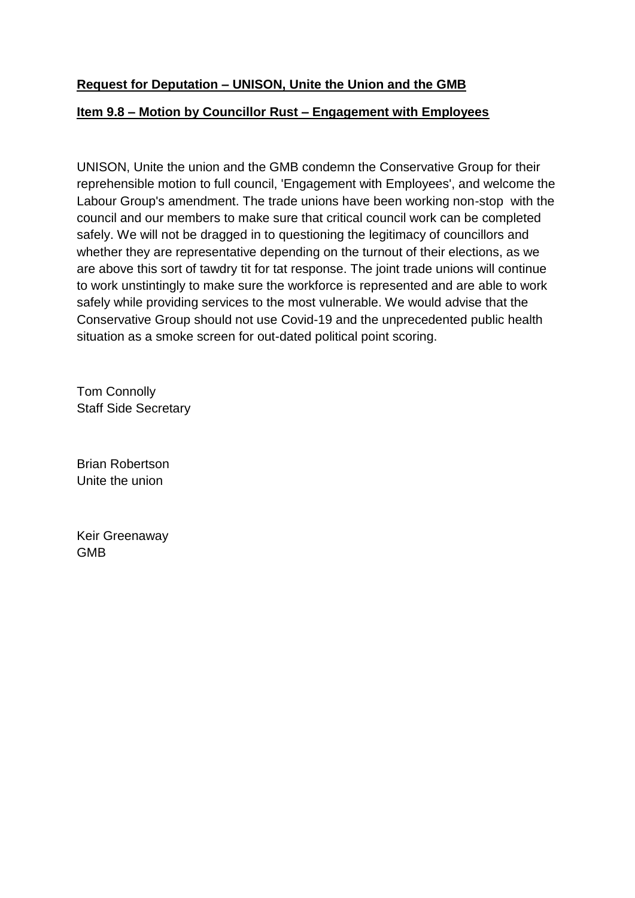**Request for Deputation – UNISON, Unite the Union and the GMB**

**Item 9.8 – Motion by Councillor Rust – Engagement with Employees**

UNISON, Unite the union and the GMB condemn the Conservative Group for their reprehensible motion to full council, 'Engagement with Employees', and welcome the Labour Group's amendment. The trade unions have been working non-stop with the council and our members to make sure that critical council work can be completed safely. We will not be dragged in to questioning the legitimacy of councillors and whether they are representative depending on the turnout of their elections, as we are above this sort of tawdry tit for tat response. The joint trade unions will continue to work unstintingly to make sure the workforce is represented and are able to work safely while providing services to the most vulnerable. We would advise that the Conservative Group should not use Covid-19 and the unprecedented public health situation as a smoke screen for out-dated political point scoring.

Tom Connolly
Staff Side Secretary

Brian Robertson
Unite the union

Keir Greenaway
GMB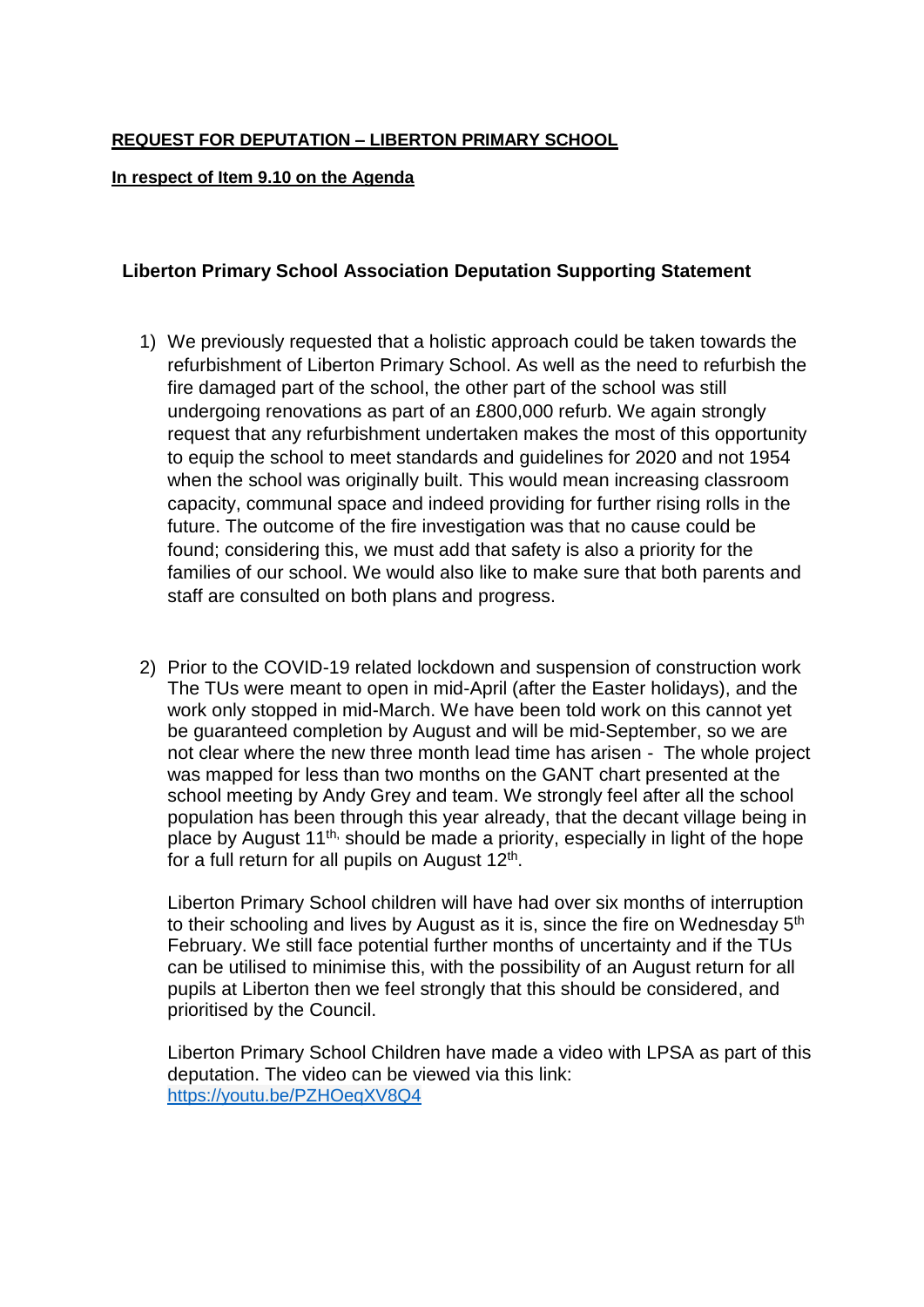**REQUEST FOR DEPUTATION – LIBERTON PRIMARY SCHOOL**

**In respect of Item 9.10 on the Agenda**

## Liberton Primary School Association Deputation Supporting Statement

1) We previously requested that a holistic approach could be taken towards the refurbishment of Liberton Primary School. As well as the need to refurbish the fire damaged part of the school, the other part of the school was still undergoing renovations as part of an £800,000 refurb. We again strongly request that any refurbishment undertaken makes the most of this opportunity to equip the school to meet standards and guidelines for 2020 and not 1954 when the school was originally built. This would mean increasing classroom capacity, communal space and indeed providing for further rising rolls in the future. The outcome of the fire investigation was that no cause could be found; considering this, we must add that safety is also a priority for the families of our school. We would also like to make sure that both parents and staff are consulted on both plans and progress.

2) Prior to the COVID-19 related lockdown and suspension of construction work The TUs were meant to open in mid-April (after the Easter holidays), and the work only stopped in mid-March. We have been told work on this cannot yet be guaranteed completion by August and will be mid-September, so we are not clear where the new three month lead time has arisen - The whole project was mapped for less than two months on the GANT chart presented at the school meeting by Andy Grey and team. We strongly feel after all the school population has been through this year already, that the decant village being in place by August 11th, should be made a priority, especially in light of the hope for a full return for all pupils on August 12th.

   Liberton Primary School children will have had over six months of interruption to their schooling and lives by August as it is, since the fire on Wednesday 5th February. We still face potential further months of uncertainty and if the TUs can be utilised to minimise this, with the possibility of an August return for all pupils at Liberton then we feel strongly that this should be considered, and prioritised by the Council.

   Liberton Primary School Children have made a video with LPSA as part of this deputation. The video can be viewed via this link: [https://youtu.be/PZHOeqXV8Q4](https://youtu.be/PZHOeqXV8Q4)